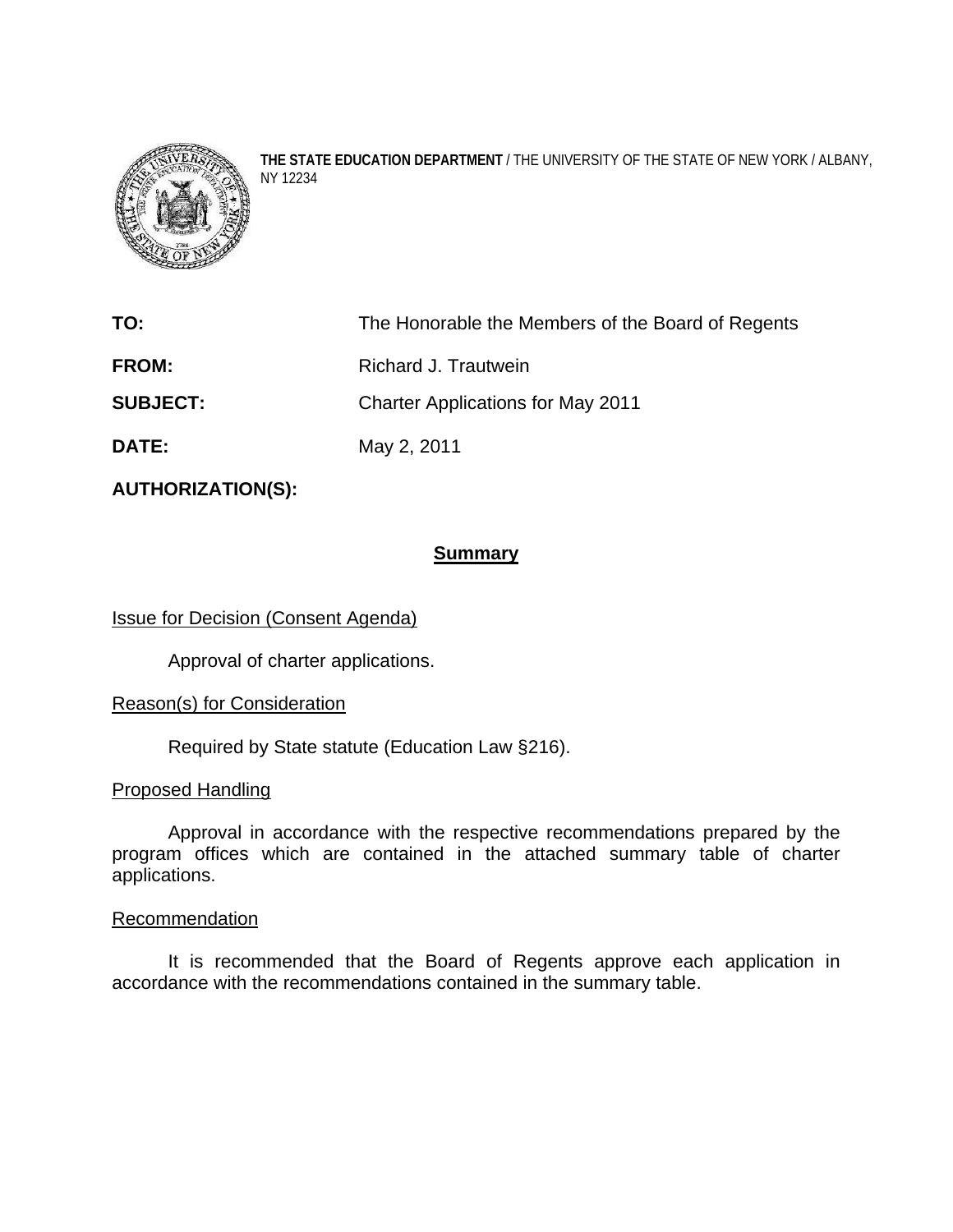**THE STATE EDUCATION DEPARTMENT** / THE UNIVERSITY OF THE STATE OF NEW YORK / ALBANY, NY 12234

**TO:** The Honorable the Members of the Board of Regents

**FROM:** Richard J. Trautwein

**SUBJECT:** Charter Applications for May 2011

**DATE:** May 2, 2011

**AUTHORIZATION(S):**

## Summary

Issue for Decision (Consent Agenda)

Approval of charter applications.

Reason(s) for Consideration

Required by State statute (Education Law §216).

Proposed Handling

Approval in accordance with the respective recommendations prepared by the program offices which are contained in the attached summary table of charter applications.

Recommendation

It is recommended that the Board of Regents approve each application in accordance with the recommendations contained in the summary table.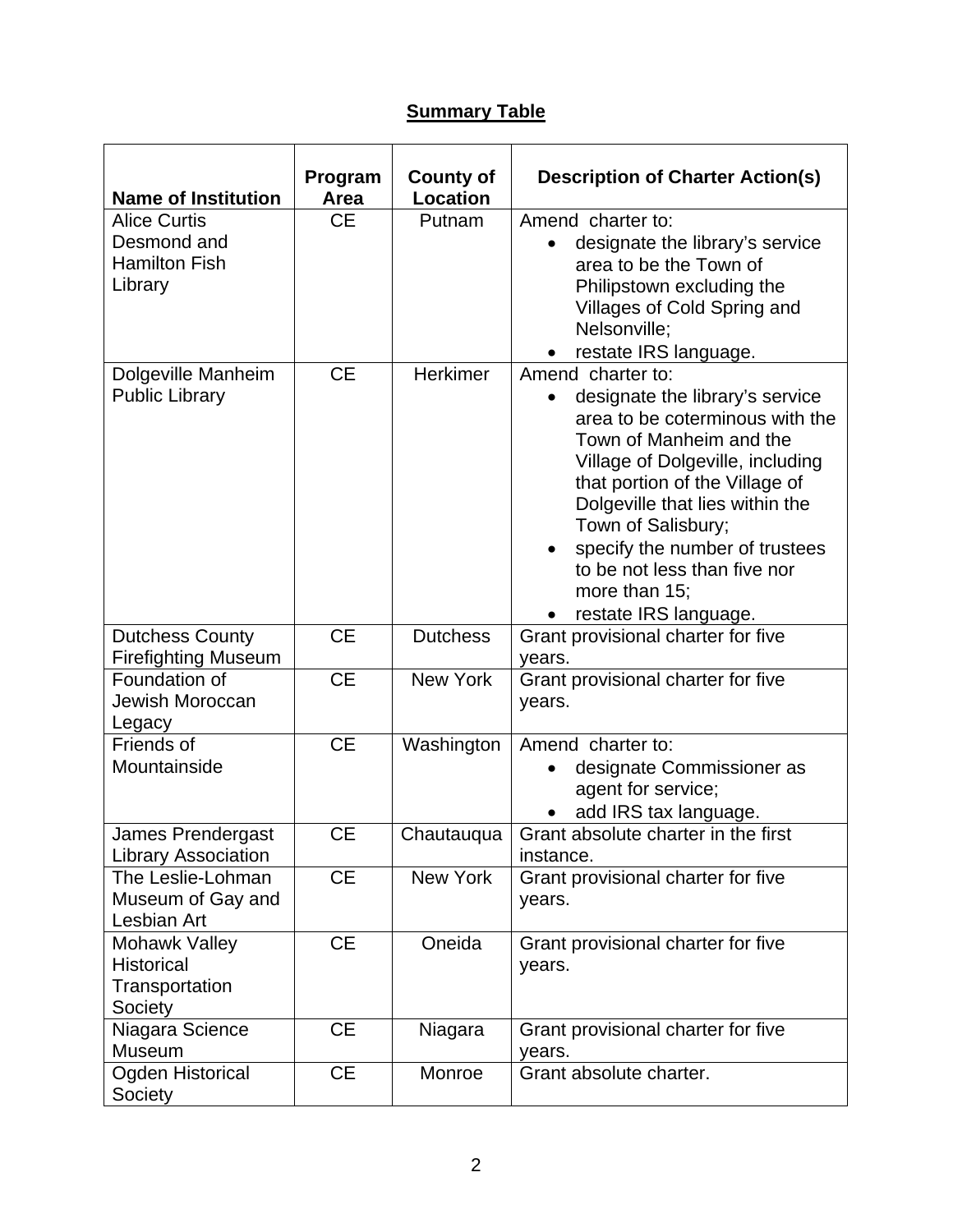## Summary Table

| Name of Institution | Program Area | County of Location | Description of Charter Action(s) |
|---|---|---|---|
| Alice Curtis Desmond and Hamilton Fish Library | CE | Putnam | Amend charter to: <br>• designate the library's service area to be the Town of Philipstown excluding the Villages of Cold Spring and Nelsonville; <br>• restate IRS language. |
| Dolgeville Manheim Public Library | CE | Herkimer | Amend charter to: <br>• designate the library's service area to be coterminous with the Town of Manheim and the Village of Dolgeville, including that portion of the Village of Dolgeville that lies within the Town of Salisbury; <br>• specify the number of trustees to be not less than five nor more than 15; <br>• restate IRS language. |
| Dutchess County Firefighting Museum | CE | Dutchess | Grant provisional charter for five years. |
| Foundation of Jewish Moroccan Legacy | CE | New York | Grant provisional charter for five years. |
| Friends of Mountainside | CE | Washington | Amend charter to: <br>• designate Commissioner as agent for service; <br>• add IRS tax language. |
| James Prendergast Library Association | CE | Chautauqua | Grant absolute charter in the first instance. |
| The Leslie-Lohman Museum of Gay and Lesbian Art | CE | New York | Grant provisional charter for five years. |
| Mohawk Valley Historical Transportation Society | CE | Oneida | Grant provisional charter for five years. |
| Niagara Science Museum | CE | Niagara | Grant provisional charter for five years. |
| Ogden Historical Society | CE | Monroe | Grant absolute charter. |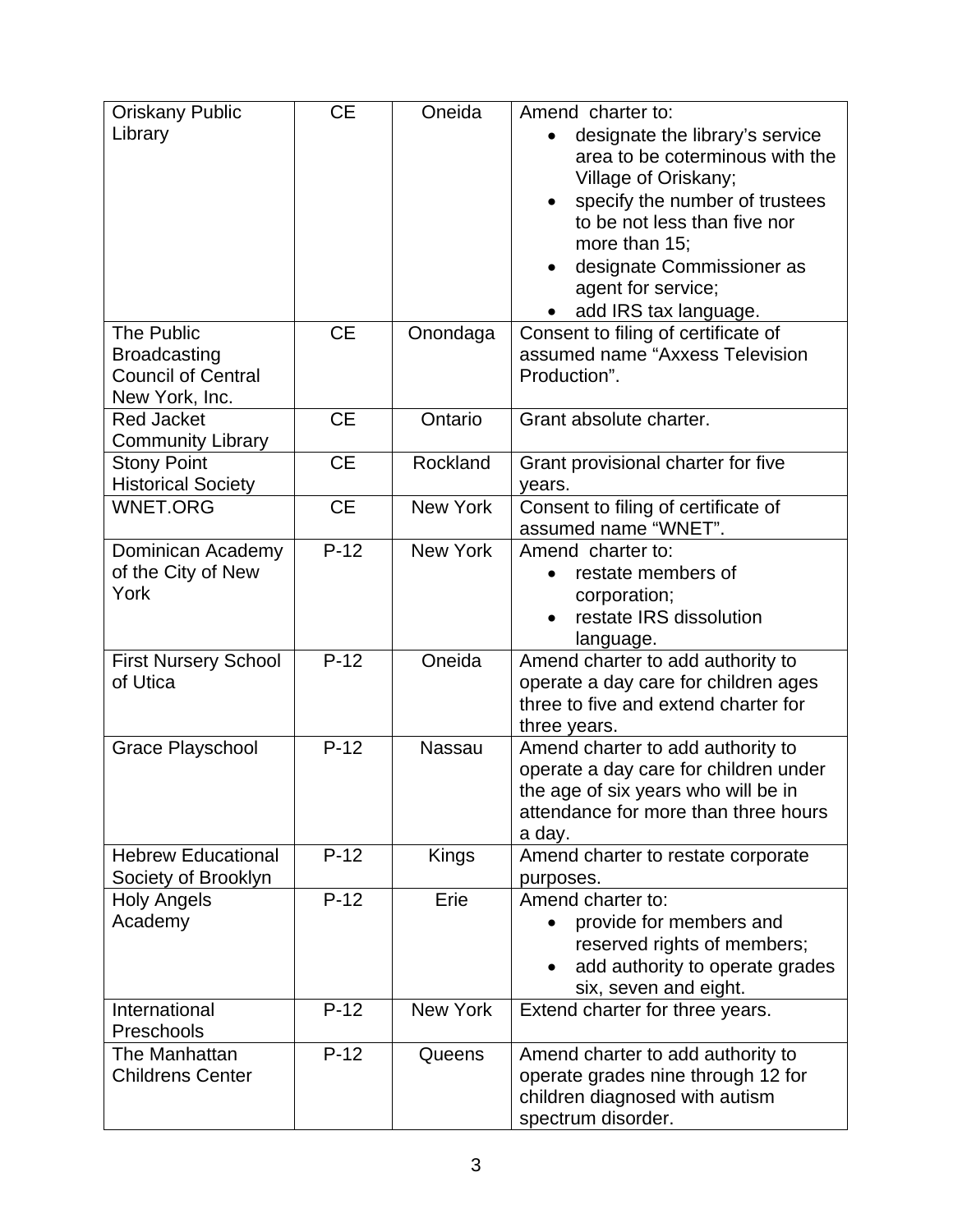| | | | |
|---|---|---|---|
| Oriskany Public Library | CE | Oneida | Amend charter to:<br>• designate the library's service area to be coterminous with the Village of Oriskany;<br>• specify the number of trustees to be not less than five nor more than 15;<br>• designate Commissioner as agent for service;<br>• add IRS tax language. |
| The Public Broadcasting Council of Central New York, Inc. | CE | Onondaga | Consent to filing of certificate of assumed name "Axxess Television Production". |
| Red Jacket Community Library | CE | Ontario | Grant absolute charter. |
| Stony Point Historical Society | CE | Rockland | Grant provisional charter for five years. |
| WNET.ORG | CE | New York | Consent to filing of certificate of assumed name "WNET". |
| Dominican Academy of the City of New York | P-12 | New York | Amend charter to:<br>• restate members of corporation;<br>• restate IRS dissolution language. |
| First Nursery School of Utica | P-12 | Oneida | Amend charter to add authority to operate a day care for children ages three to five and extend charter for three years. |
| Grace Playschool | P-12 | Nassau | Amend charter to add authority to operate a day care for children under the age of six years who will be in attendance for more than three hours a day. |
| Hebrew Educational Society of Brooklyn | P-12 | Kings | Amend charter to restate corporate purposes. |
| Holy Angels Academy | P-12 | Erie | Amend charter to:<br>• provide for members and reserved rights of members;<br>• add authority to operate grades six, seven and eight. |
| International Preschools | P-12 | New York | Extend charter for three years. |
| The Manhattan Childrens Center | P-12 | Queens | Amend charter to add authority to operate grades nine through 12 for children diagnosed with autism spectrum disorder. |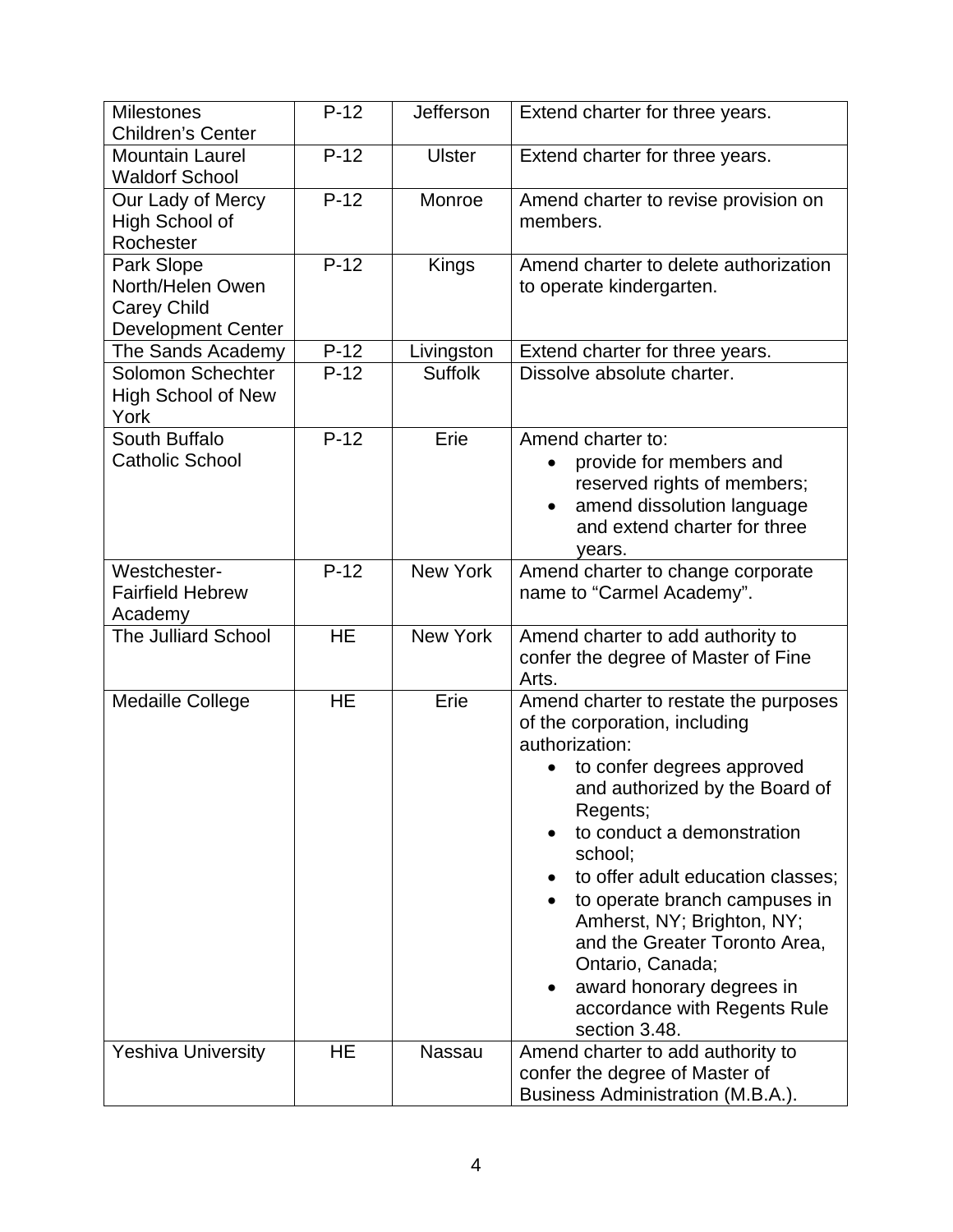| | | | |
|---|---|---|---|
| Milestones Children's Center | P-12 | Jefferson | Extend charter for three years. |
| Mountain Laurel Waldorf School | P-12 | Ulster | Extend charter for three years. |
| Our Lady of Mercy High School of Rochester | P-12 | Monroe | Amend charter to revise provision on members. |
| Park Slope North/Helen Owen Carey Child Development Center | P-12 | Kings | Amend charter to delete authorization to operate kindergarten. |
| The Sands Academy | P-12 | Livingston | Extend charter for three years. |
| Solomon Schechter High School of New York | P-12 | Suffolk | Dissolve absolute charter. |
| South Buffalo Catholic School | P-12 | Erie | Amend charter to:<br>• provide for members and reserved rights of members;<br>• amend dissolution language and extend charter for three years. |
| Westchester-Fairfield Hebrew Academy | P-12 | New York | Amend charter to change corporate name to "Carmel Academy". |
| The Julliard School | HE | New York | Amend charter to add authority to confer the degree of Master of Fine Arts. |
| Medaille College | HE | Erie | Amend charter to restate the purposes of the corporation, including authorization:<br>• to confer degrees approved and authorized by the Board of Regents;<br>• to conduct a demonstration school;<br>• to offer adult education classes;<br>• to operate branch campuses in Amherst, NY; Brighton, NY; and the Greater Toronto Area, Ontario, Canada;<br>• award honorary degrees in accordance with Regents Rule section 3.48. |
| Yeshiva University | HE | Nassau | Amend charter to add authority to confer the degree of Master of Business Administration (M.B.A.). |